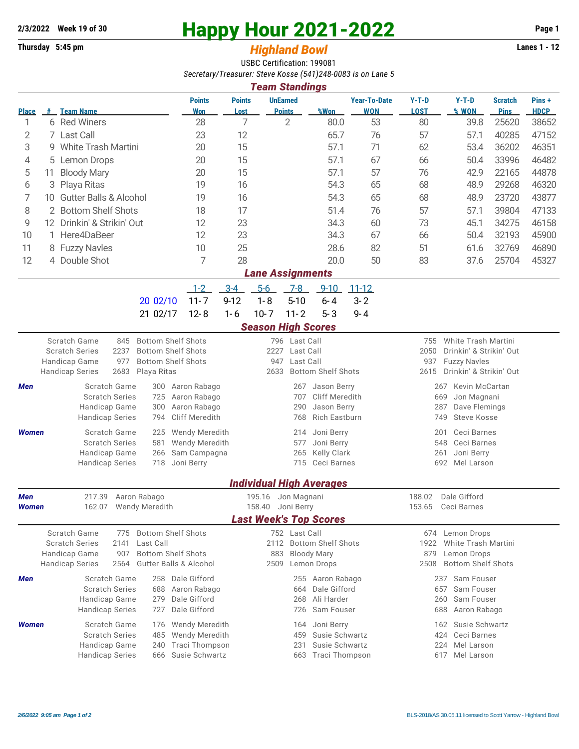2/3/2022 Week 19 of 30

Thursday 5:45 pm

# Happy Hour 2021-2022

## *Highland Bowl*

Lanes 1 - 12

USBC Certification: 199081

*Secretary/Treasurer: Steve Kosse (541)248-0083 is on Lane 5*

### *Team Standings*

| Place | # | Team Name | Points Won | Points Lost | UnEarned Points | %Won | Year-To-Date WON | Y-T-D LOST | Y-T-D % WON | Scratch Pins | Pins + HDCP |
|---|---|---|---|---|---|---|---|---|---|---|---|
| 1 | 6 | Red Winers | 28 | 7 | 2 | 80.0 | 53 | 80 | 39.8 | 25620 | 38652 |
| 2 | 7 | Last Call | 23 | 12 | | 65.7 | 76 | 57 | 57.1 | 40285 | 47152 |
| 3 | 9 | White Trash Martini | 20 | 15 | | 57.1 | 71 | 62 | 53.4 | 36202 | 46351 |
| 4 | 5 | Lemon Drops | 20 | 15 | | 57.1 | 67 | 66 | 50.4 | 33996 | 46482 |
| 5 | 11 | Bloody Mary | 20 | 15 | | 57.1 | 57 | 76 | 42.9 | 22165 | 44878 |
| 6 | 3 | Playa Ritas | 19 | 16 | | 54.3 | 65 | 68 | 48.9 | 29268 | 46320 |
| 7 | 10 | Gutter Balls & Alcohol | 19 | 16 | | 54.3 | 65 | 68 | 48.9 | 23720 | 43877 |
| 8 | 2 | Bottom Shelf Shots | 18 | 17 | | 51.4 | 76 | 57 | 57.1 | 39804 | 47133 |
| 9 | 12 | Drinkin' & Strikin' Out | 12 | 23 | | 34.3 | 60 | 73 | 45.1 | 34275 | 46158 |
| 10 | 1 | Here4DaBeer | 12 | 23 | | 34.3 | 67 | 66 | 50.4 | 32193 | 45900 |
| 11 | 8 | Fuzzy Navles | 10 | 25 | | 28.6 | 82 | 51 | 61.6 | 32769 | 46890 |
| 12 | 4 | Double Shot | 7 | 28 | | 20.0 | 50 | 83 | 37.6 | 25704 | 45327 |

### *Lane Assignments*

| | 1-2 | 3-4 | 5-6 | 7-8 | 9-10 | 11-12 |
|---|---|---|---|---|---|---|
| 20 02/10 | 11- 7 | 9-12 | 1- 8 | 5-10 | 6- 4 | 3- 2 |
| 21 02/17 | 12- 8 | 1- 6 | 10- 7 | 11- 2 | 5- 3 | 9- 4 |

### *Season High Scores*

| | | | | | | |
|---|---|---|---|---|---|---|
| Scratch Game | 845 | Bottom Shelf Shots | 796 | Last Call | 755 | White Trash Martini |
| Scratch Series | 2237 | Bottom Shelf Shots | 2227 | Last Call | 2050 | Drinkin' & Strikin' Out |
| Handicap Game | 977 | Bottom Shelf Shots | 947 | Last Call | 937 | Fuzzy Navles |
| Handicap Series | 2683 | Playa Ritas | 2633 | Bottom Shelf Shots | 2615 | Drinkin' & Strikin' Out |

| | | | | | | | |
|---|---|---|---|---|---|---|---|
| ***Men*** | Scratch Game | 300 | Aaron Rabago | 267 | Jason Berry | 267 | Kevin McCartan |
| | Scratch Series | 725 | Aaron Rabago | 707 | Cliff Meredith | 669 | Jon Magnani |
| | Handicap Game | 300 | Aaron Rabago | 290 | Jason Berry | 287 | Dave Flemings |
| | Handicap Series | 794 | Cliff Meredith | 768 | Rich Eastburn | 749 | Steve Kosse |
| ***Women*** | Scratch Game | 225 | Wendy Meredith | 214 | Joni Berry | 201 | Ceci Barnes |
| | Scratch Series | 581 | Wendy Meredith | 577 | Joni Berry | 548 | Ceci Barnes |
| | Handicap Game | 266 | Sam Campagna | 265 | Kelly Clark | 261 | Joni Berry |
| | Handicap Series | 718 | Joni Berry | 715 | Ceci Barnes | 692 | Mel Larson |

### *Individual High Averages*

| | | | | | | |
|---|---|---|---|---|---|---|
| ***Men*** | 217.39 | Aaron Rabago | 195.16 | Jon Magnani | 188.02 | Dale Gifford |
| ***Women*** | 162.07 | Wendy Meredith | 158.40 | Joni Berry | 153.65 | Ceci Barnes |

### *Last Week's Top Scores*

| | | | | | | |
|---|---|---|---|---|---|---|
| Scratch Game | 775 | Bottom Shelf Shots | 752 | Last Call | 674 | Lemon Drops |
| Scratch Series | 2141 | Last Call | 2112 | Bottom Shelf Shots | 1922 | White Trash Martini |
| Handicap Game | 907 | Bottom Shelf Shots | 883 | Bloody Mary | 879 | Lemon Drops |
| Handicap Series | 2564 | Gutter Balls & Alcohol | 2509 | Lemon Drops | 2508 | Bottom Shelf Shots |

| | | | | | | | |
|---|---|---|---|---|---|---|---|
| ***Men*** | Scratch Game | 258 | Dale Gifford | 255 | Aaron Rabago | 237 | Sam Fouser |
| | Scratch Series | 688 | Aaron Rabago | 664 | Dale Gifford | 657 | Sam Fouser |
| | Handicap Game | 279 | Dale Gifford | 268 | Ali Harder | 260 | Sam Fouser |
| | Handicap Series | 727 | Dale Gifford | 726 | Sam Fouser | 688 | Aaron Rabago |
| ***Women*** | Scratch Game | 176 | Wendy Meredith | 164 | Joni Berry | 162 | Susie Schwartz |
| | Scratch Series | 485 | Wendy Meredith | 459 | Susie Schwartz | 424 | Ceci Barnes |
| | Handicap Game | 240 | Traci Thompson | 231 | Susie Schwartz | 224 | Mel Larson |
| | Handicap Series | 666 | Susie Schwartz | 663 | Traci Thompson | 617 | Mel Larson |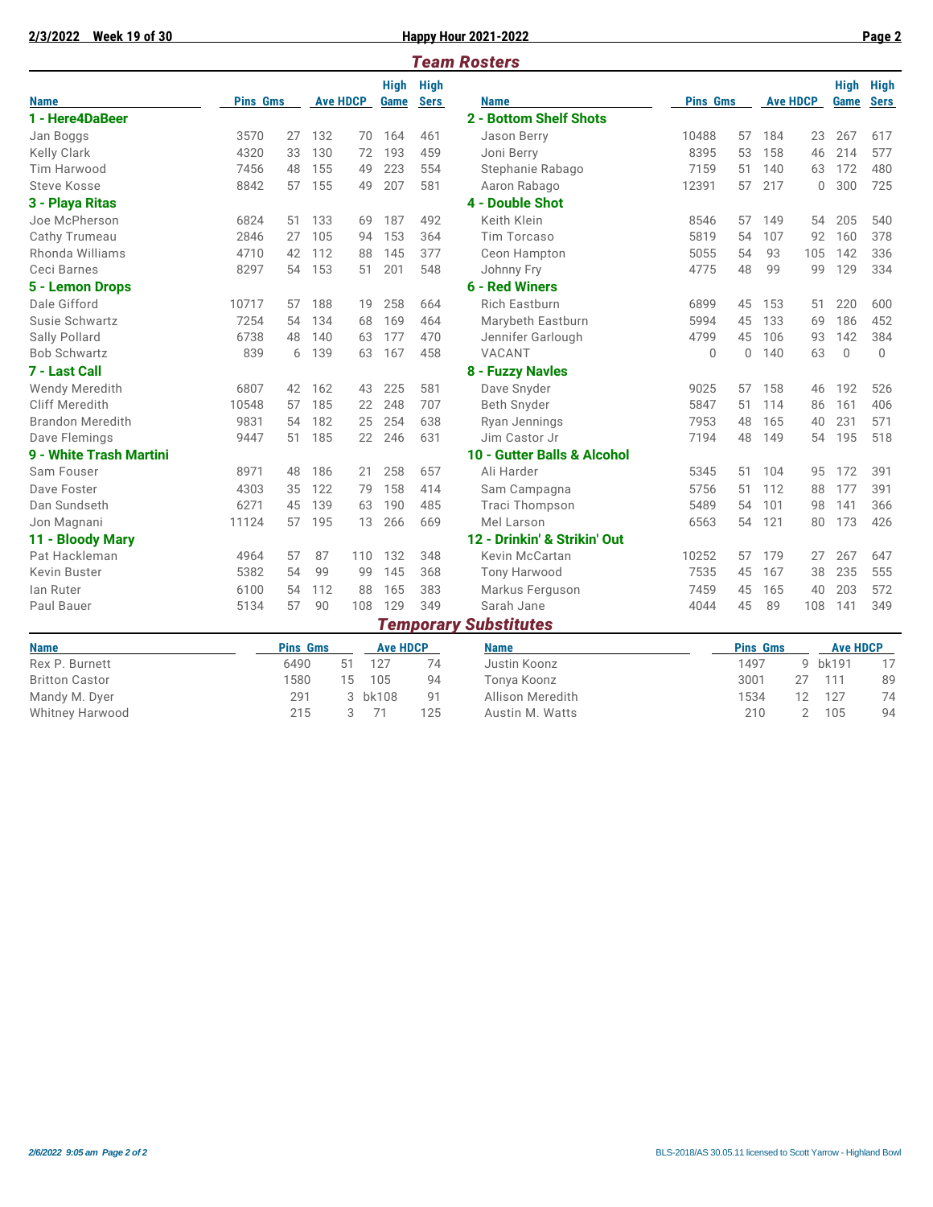## Team Rosters

| Name | Pins | Gms | Ave | HDCP | High Game | High Sers |
|---|---|---|---|---|---|---|
| **1 - Here4DaBeer** | | | | | | |
| Jan Boggs | 3570 | 27 | 132 | 70 | 164 | 461 |
| Kelly Clark | 4320 | 33 | 130 | 72 | 193 | 459 |
| Tim Harwood | 7456 | 48 | 155 | 49 | 223 | 554 |
| Steve Kosse | 8842 | 57 | 155 | 49 | 207 | 581 |
| **3 - Playa Ritas** | | | | | | |
| Joe McPherson | 6824 | 51 | 133 | 69 | 187 | 492 |
| Cathy Trumeau | 2846 | 27 | 105 | 94 | 153 | 364 |
| Rhonda Williams | 4710 | 42 | 112 | 88 | 145 | 377 |
| Ceci Barnes | 8297 | 54 | 153 | 51 | 201 | 548 |
| **5 - Lemon Drops** | | | | | | |
| Dale Gifford | 10717 | 57 | 188 | 19 | 258 | 664 |
| Susie Schwartz | 7254 | 54 | 134 | 68 | 169 | 464 |
| Sally Pollard | 6738 | 48 | 140 | 63 | 177 | 470 |
| Bob Schwartz | 839 | 6 | 139 | 63 | 167 | 458 |
| **7 - Last Call** | | | | | | |
| Wendy Meredith | 6807 | 42 | 162 | 43 | 225 | 581 |
| Cliff Meredith | 10548 | 57 | 185 | 22 | 248 | 707 |
| Brandon Meredith | 9831 | 54 | 182 | 25 | 254 | 638 |
| Dave Flemings | 9447 | 51 | 185 | 22 | 246 | 631 |
| **9 - White Trash Martini** | | | | | | |
| Sam Fouser | 8971 | 48 | 186 | 21 | 258 | 657 |
| Dave Foster | 4303 | 35 | 122 | 79 | 158 | 414 |
| Dan Sundseth | 6271 | 45 | 139 | 63 | 190 | 485 |
| Jon Magnani | 11124 | 57 | 195 | 13 | 266 | 669 |
| **11 - Bloody Mary** | | | | | | |
| Pat Hackleman | 4964 | 57 | 87 | 110 | 132 | 348 |
| Kevin Buster | 5382 | 54 | 99 | 99 | 145 | 368 |
| Ian Ruter | 6100 | 54 | 112 | 88 | 165 | 383 |
| Paul Bauer | 5134 | 57 | 90 | 108 | 129 | 349 |
| **2 - Bottom Shelf Shots** | | | | | | |
| Jason Berry | 10488 | 57 | 184 | 23 | 267 | 617 |
| Joni Berry | 8395 | 53 | 158 | 46 | 214 | 577 |
| Stephanie Rabago | 7159 | 51 | 140 | 63 | 172 | 480 |
| Aaron Rabago | 12391 | 57 | 217 | 0 | 300 | 725 |
| **4 - Double Shot** | | | | | | |
| Keith Klein | 8546 | 57 | 149 | 54 | 205 | 540 |
| Tim Torcaso | 5819 | 54 | 107 | 92 | 160 | 378 |
| Ceon Hampton | 5055 | 54 | 93 | 105 | 142 | 336 |
| Johnny Fry | 4775 | 48 | 99 | 99 | 129 | 334 |
| **6 - Red Winers** | | | | | | |
| Rich Eastburn | 6899 | 45 | 153 | 51 | 220 | 600 |
| Marybeth Eastburn | 5994 | 45 | 133 | 69 | 186 | 452 |
| Jennifer Garlough | 4799 | 45 | 106 | 93 | 142 | 384 |
| VACANT | 0 | 0 | 140 | 63 | 0 | 0 |
| **8 - Fuzzy Navles** | | | | | | |
| Dave Snyder | 9025 | 57 | 158 | 46 | 192 | 526 |
| Beth Snyder | 5847 | 51 | 114 | 86 | 161 | 406 |
| Ryan Jennings | 7953 | 48 | 165 | 40 | 231 | 571 |
| Jim Castor Jr | 7194 | 48 | 149 | 54 | 195 | 518 |
| **10 - Gutter Balls & Alcohol** | | | | | | |
| Ali Harder | 5345 | 51 | 104 | 95 | 172 | 391 |
| Sam Campagna | 5756 | 51 | 112 | 88 | 177 | 391 |
| Traci Thompson | 5489 | 54 | 101 | 98 | 141 | 366 |
| Mel Larson | 6563 | 54 | 121 | 80 | 173 | 426 |
| **12 - Drinkin' & Strikin' Out** | | | | | | |
| Kevin McCartan | 10252 | 57 | 179 | 27 | 267 | 647 |
| Tony Harwood | 7535 | 45 | 167 | 38 | 235 | 555 |
| Markus Ferguson | 7459 | 45 | 165 | 40 | 203 | 572 |
| Sarah Jane | 4044 | 45 | 89 | 108 | 141 | 349 |

## Temporary Substitutes

| Name | Pins | Gms | Ave | HDCP |
|---|---|---|---|---|
| Rex P. Burnett | 6490 | 51 | 127 | 74 |
| Britton Castor | 1580 | 15 | 105 | 94 |
| Mandy M. Dyer | 291 | 3 | bk108 | 91 |
| Whitney Harwood | 215 | 3 | 71 | 125 |
| Justin Koonz | 1497 | 9 | bk191 | 17 |
| Tonya Koonz | 3001 | 27 | 111 | 89 |
| Allison Meredith | 1534 | 12 | 127 | 74 |
| Austin M. Watts | 210 | 2 | 105 | 94 |